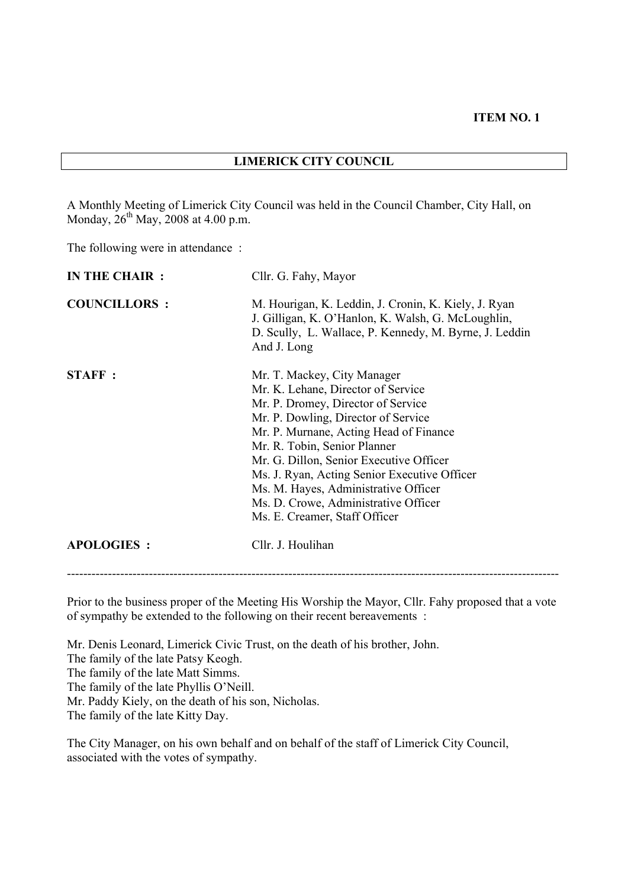**ITEM NO. 1**

# LIMERICK CITY COUNCIL

A Monthly Meeting of Limerick City Council was held in the Council Chamber, City Hall, on Monday, 26th May, 2008 at 4.00 p.m.

The following were in attendance :

**IN THE CHAIR :** Cllr. G. Fahy, Mayor

**COUNCILLORS :** M. Hourigan, K. Leddin, J. Cronin, K. Kiely, J. Ryan J. Gilligan, K. O'Hanlon, K. Walsh, G. McLoughlin, D. Scully, L. Wallace, P. Kennedy, M. Byrne, J. Leddin And J. Long

**STAFF :**
Mr. T. Mackey, City Manager
Mr. K. Lehane, Director of Service
Mr. P. Dromey, Director of Service
Mr. P. Dowling, Director of Service
Mr. P. Murnane, Acting Head of Finance
Mr. R. Tobin, Senior Planner
Mr. G. Dillon, Senior Executive Officer
Ms. J. Ryan, Acting Senior Executive Officer
Ms. M. Hayes, Administrative Officer
Ms. D. Crowe, Administrative Officer
Ms. E. Creamer, Staff Officer

**APOLOGIES :** Cllr. J. Houlihan

---

Prior to the business proper of the Meeting His Worship the Mayor, Cllr. Fahy proposed that a vote of sympathy be extended to the following on their recent bereavements :

Mr. Denis Leonard, Limerick Civic Trust, on the death of his brother, John.
The family of the late Patsy Keogh.
The family of the late Matt Simms.
The family of the late Phyllis O'Neill.
Mr. Paddy Kiely, on the death of his son, Nicholas.
The family of the late Kitty Day.

The City Manager, on his own behalf and on behalf of the staff of Limerick City Council, associated with the votes of sympathy.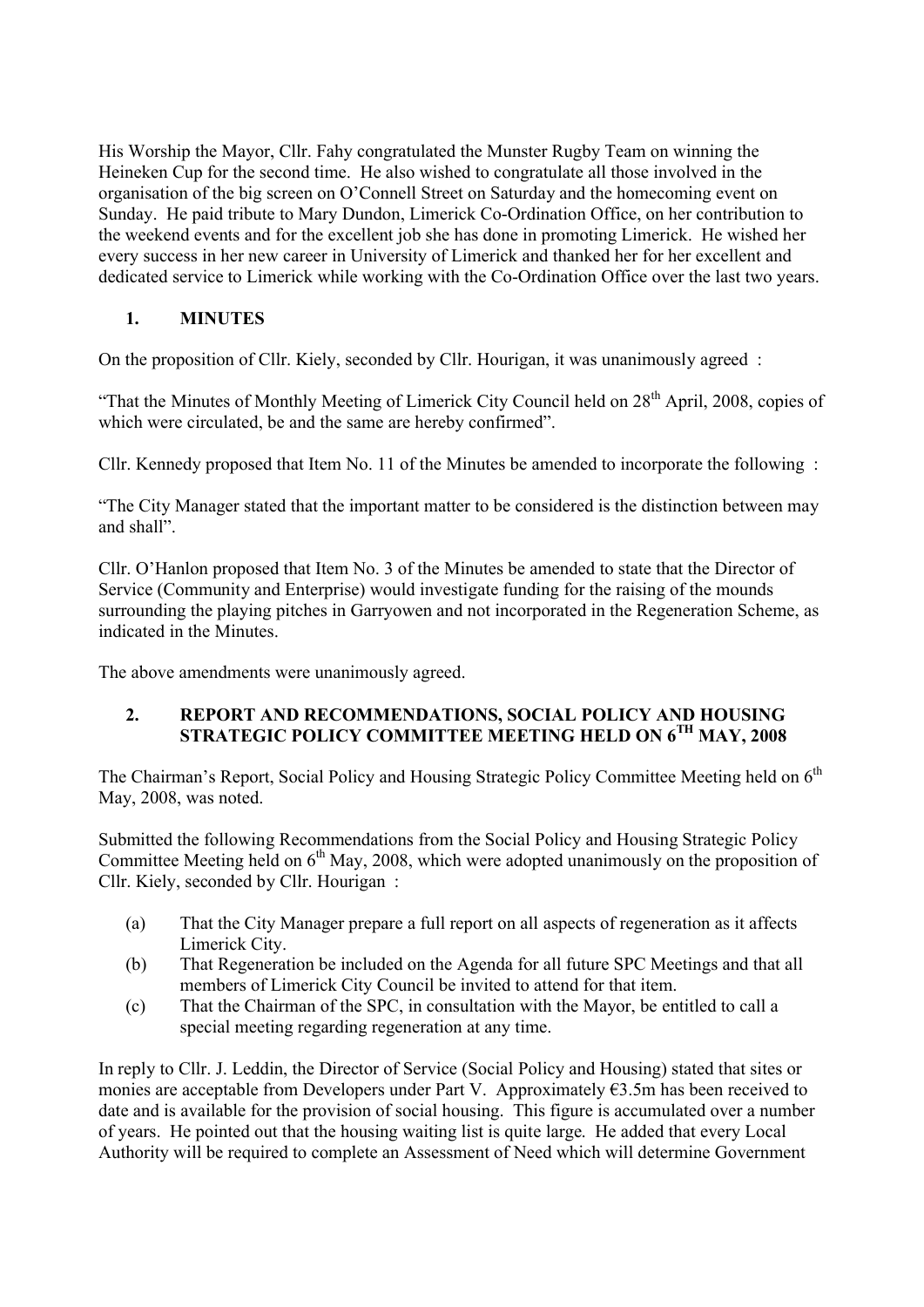His Worship the Mayor, Cllr. Fahy congratulated the Munster Rugby Team on winning the Heineken Cup for the second time. He also wished to congratulate all those involved in the organisation of the big screen on O'Connell Street on Saturday and the homecoming event on Sunday. He paid tribute to Mary Dundon, Limerick Co-Ordination Office, on her contribution to the weekend events and for the excellent job she has done in promoting Limerick. He wished her every success in her new career in University of Limerick and thanked her for her excellent and dedicated service to Limerick while working with the Co-Ordination Office over the last two years.

## 1. MINUTES

On the proposition of Cllr. Kiely, seconded by Cllr. Hourigan, it was unanimously agreed :

"That the Minutes of Monthly Meeting of Limerick City Council held on 28th April, 2008, copies of which were circulated, be and the same are hereby confirmed".

Cllr. Kennedy proposed that Item No. 11 of the Minutes be amended to incorporate the following :

"The City Manager stated that the important matter to be considered is the distinction between may and shall".

Cllr. O'Hanlon proposed that Item No. 3 of the Minutes be amended to state that the Director of Service (Community and Enterprise) would investigate funding for the raising of the mounds surrounding the playing pitches in Garryowen and not incorporated in the Regeneration Scheme, as indicated in the Minutes.

The above amendments were unanimously agreed.

## 2. REPORT AND RECOMMENDATIONS, SOCIAL POLICY AND HOUSING STRATEGIC POLICY COMMITTEE MEETING HELD ON 6TH MAY, 2008

The Chairman's Report, Social Policy and Housing Strategic Policy Committee Meeting held on 6th May, 2008, was noted.

Submitted the following Recommendations from the Social Policy and Housing Strategic Policy Committee Meeting held on 6th May, 2008, which were adopted unanimously on the proposition of Cllr. Kiely, seconded by Cllr. Hourigan :

(a) That the City Manager prepare a full report on all aspects of regeneration as it affects Limerick City.

(b) That Regeneration be included on the Agenda for all future SPC Meetings and that all members of Limerick City Council be invited to attend for that item.

(c) That the Chairman of the SPC, in consultation with the Mayor, be entitled to call a special meeting regarding regeneration at any time.

In reply to Cllr. J. Leddin, the Director of Service (Social Policy and Housing) stated that sites or monies are acceptable from Developers under Part V. Approximately €3.5m has been received to date and is available for the provision of social housing. This figure is accumulated over a number of years. He pointed out that the housing waiting list is quite large. He added that every Local Authority will be required to complete an Assessment of Need which will determine Government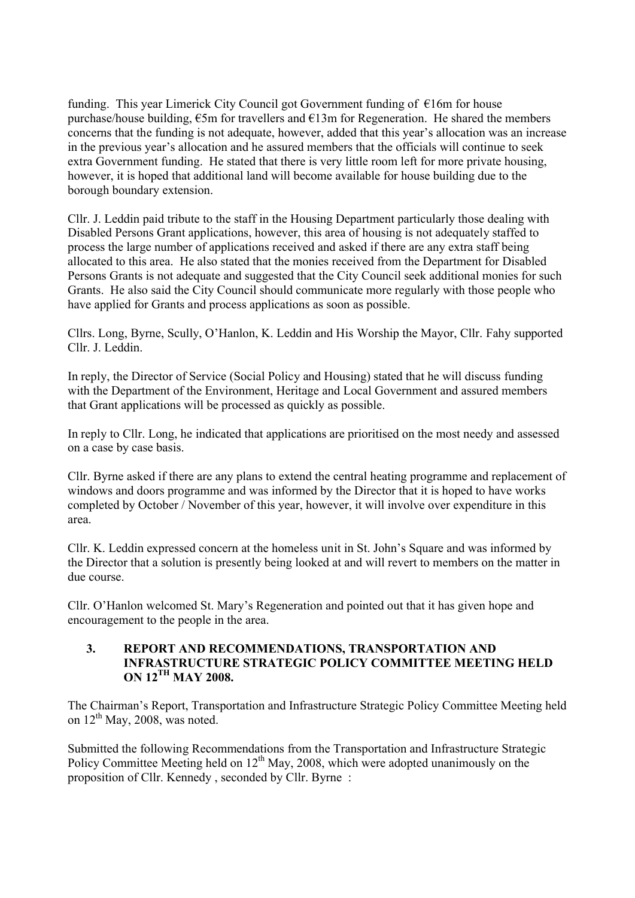funding. This year Limerick City Council got Government funding of €16m for house purchase/house building, €5m for travellers and €13m for Regeneration. He shared the members concerns that the funding is not adequate, however, added that this year's allocation was an increase in the previous year's allocation and he assured members that the officials will continue to seek extra Government funding. He stated that there is very little room left for more private housing, however, it is hoped that additional land will become available for house building due to the borough boundary extension.

Cllr. J. Leddin paid tribute to the staff in the Housing Department particularly those dealing with Disabled Persons Grant applications, however, this area of housing is not adequately staffed to process the large number of applications received and asked if there are any extra staff being allocated to this area. He also stated that the monies received from the Department for Disabled Persons Grants is not adequate and suggested that the City Council seek additional monies for such Grants. He also said the City Council should communicate more regularly with those people who have applied for Grants and process applications as soon as possible.

Cllrs. Long, Byrne, Scully, O'Hanlon, K. Leddin and His Worship the Mayor, Cllr. Fahy supported Cllr. J. Leddin.

In reply, the Director of Service (Social Policy and Housing) stated that he will discuss funding with the Department of the Environment, Heritage and Local Government and assured members that Grant applications will be processed as quickly as possible.

In reply to Cllr. Long, he indicated that applications are prioritised on the most needy and assessed on a case by case basis.

Cllr. Byrne asked if there are any plans to extend the central heating programme and replacement of windows and doors programme and was informed by the Director that it is hoped to have works completed by October / November of this year, however, it will involve over expenditure in this area.

Cllr. K. Leddin expressed concern at the homeless unit in St. John's Square and was informed by the Director that a solution is presently being looked at and will revert to members on the matter in due course.

Cllr. O'Hanlon welcomed St. Mary's Regeneration and pointed out that it has given hope and encouragement to the people in the area.

## 3. REPORT AND RECOMMENDATIONS, TRANSPORTATION AND INFRASTRUCTURE STRATEGIC POLICY COMMITTEE MEETING HELD ON 12TH MAY 2008.

The Chairman's Report, Transportation and Infrastructure Strategic Policy Committee Meeting held on 12th May, 2008, was noted.

Submitted the following Recommendations from the Transportation and Infrastructure Strategic Policy Committee Meeting held on 12th May, 2008, which were adopted unanimously on the proposition of Cllr. Kennedy , seconded by Cllr. Byrne :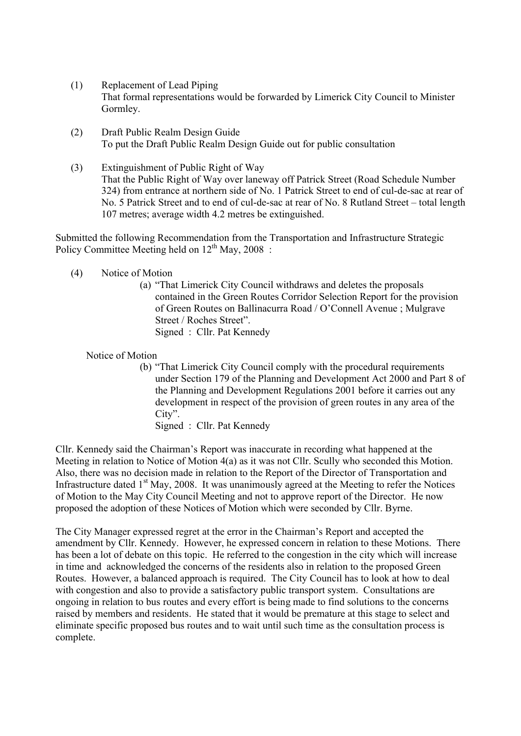(1) Replacement of Lead Piping
That formal representations would be forwarded by Limerick City Council to Minister Gormley.

(2) Draft Public Realm Design Guide
To put the Draft Public Realm Design Guide out for public consultation

(3) Extinguishment of Public Right of Way
That the Public Right of Way over laneway off Patrick Street (Road Schedule Number 324) from entrance at northern side of No. 1 Patrick Street to end of cul-de-sac at rear of No. 5 Patrick Street and to end of cul-de-sac at rear of No. 8 Rutland Street – total length 107 metres; average width 4.2 metres be extinguished.

Submitted the following Recommendation from the Transportation and Infrastructure Strategic Policy Committee Meeting held on 12th May, 2008 :

(4) Notice of Motion

(a) "That Limerick City Council withdraws and deletes the proposals contained in the Green Routes Corridor Selection Report for the provision of Green Routes on Ballinacurra Road / O'Connell Avenue ; Mulgrave Street / Roches Street".
Signed : Cllr. Pat Kennedy

Notice of Motion

(b) "That Limerick City Council comply with the procedural requirements under Section 179 of the Planning and Development Act 2000 and Part 8 of the Planning and Development Regulations 2001 before it carries out any development in respect of the provision of green routes in any area of the City".
Signed : Cllr. Pat Kennedy

Cllr. Kennedy said the Chairman's Report was inaccurate in recording what happened at the Meeting in relation to Notice of Motion 4(a) as it was not Cllr. Scully who seconded this Motion. Also, there was no decision made in relation to the Report of the Director of Transportation and Infrastructure dated 1st May, 2008. It was unanimously agreed at the Meeting to refer the Notices of Motion to the May City Council Meeting and not to approve report of the Director. He now proposed the adoption of these Notices of Motion which were seconded by Cllr. Byrne.

The City Manager expressed regret at the error in the Chairman's Report and accepted the amendment by Cllr. Kennedy. However, he expressed concern in relation to these Motions. There has been a lot of debate on this topic. He referred to the congestion in the city which will increase in time and acknowledged the concerns of the residents also in relation to the proposed Green Routes. However, a balanced approach is required. The City Council has to look at how to deal with congestion and also to provide a satisfactory public transport system. Consultations are ongoing in relation to bus routes and every effort is being made to find solutions to the concerns raised by members and residents. He stated that it would be premature at this stage to select and eliminate specific proposed bus routes and to wait until such time as the consultation process is complete.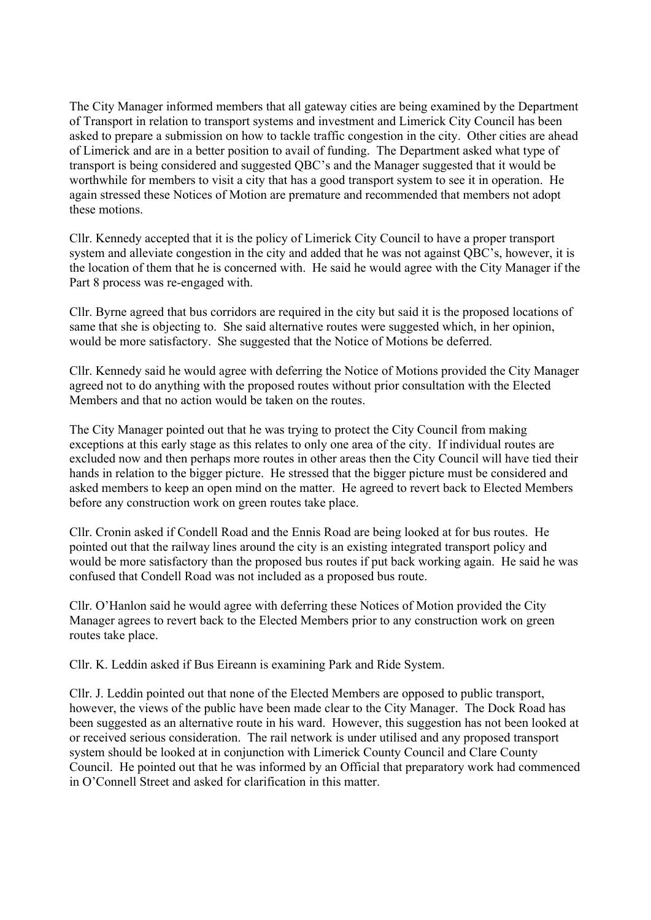The City Manager informed members that all gateway cities are being examined by the Department of Transport in relation to transport systems and investment and Limerick City Council has been asked to prepare a submission on how to tackle traffic congestion in the city. Other cities are ahead of Limerick and are in a better position to avail of funding. The Department asked what type of transport is being considered and suggested QBC's and the Manager suggested that it would be worthwhile for members to visit a city that has a good transport system to see it in operation. He again stressed these Notices of Motion are premature and recommended that members not adopt these motions.

Cllr. Kennedy accepted that it is the policy of Limerick City Council to have a proper transport system and alleviate congestion in the city and added that he was not against QBC's, however, it is the location of them that he is concerned with. He said he would agree with the City Manager if the Part 8 process was re-engaged with.

Cllr. Byrne agreed that bus corridors are required in the city but said it is the proposed locations of same that she is objecting to. She said alternative routes were suggested which, in her opinion, would be more satisfactory. She suggested that the Notice of Motions be deferred.

Cllr. Kennedy said he would agree with deferring the Notice of Motions provided the City Manager agreed not to do anything with the proposed routes without prior consultation with the Elected Members and that no action would be taken on the routes.

The City Manager pointed out that he was trying to protect the City Council from making exceptions at this early stage as this relates to only one area of the city. If individual routes are excluded now and then perhaps more routes in other areas then the City Council will have tied their hands in relation to the bigger picture. He stressed that the bigger picture must be considered and asked members to keep an open mind on the matter. He agreed to revert back to Elected Members before any construction work on green routes take place.

Cllr. Cronin asked if Condell Road and the Ennis Road are being looked at for bus routes. He pointed out that the railway lines around the city is an existing integrated transport policy and would be more satisfactory than the proposed bus routes if put back working again. He said he was confused that Condell Road was not included as a proposed bus route.

Cllr. O'Hanlon said he would agree with deferring these Notices of Motion provided the City Manager agrees to revert back to the Elected Members prior to any construction work on green routes take place.

Cllr. K. Leddin asked if Bus Eireann is examining Park and Ride System.

Cllr. J. Leddin pointed out that none of the Elected Members are opposed to public transport, however, the views of the public have been made clear to the City Manager. The Dock Road has been suggested as an alternative route in his ward. However, this suggestion has not been looked at or received serious consideration. The rail network is under utilised and any proposed transport system should be looked at in conjunction with Limerick County Council and Clare County Council. He pointed out that he was informed by an Official that preparatory work had commenced in O'Connell Street and asked for clarification in this matter.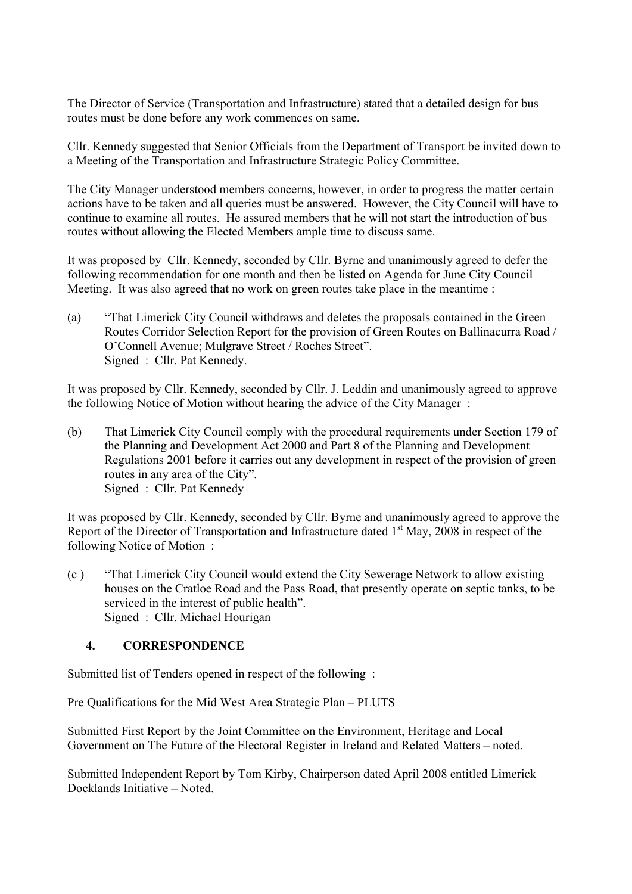The Director of Service (Transportation and Infrastructure) stated that a detailed design for bus routes must be done before any work commences on same.

Cllr. Kennedy suggested that Senior Officials from the Department of Transport be invited down to a Meeting of the Transportation and Infrastructure Strategic Policy Committee.

The City Manager understood members concerns, however, in order to progress the matter certain actions have to be taken and all queries must be answered. However, the City Council will have to continue to examine all routes. He assured members that he will not start the introduction of bus routes without allowing the Elected Members ample time to discuss same.

It was proposed by Cllr. Kennedy, seconded by Cllr. Byrne and unanimously agreed to defer the following recommendation for one month and then be listed on Agenda for June City Council Meeting. It was also agreed that no work on green routes take place in the meantime :

(a) "That Limerick City Council withdraws and deletes the proposals contained in the Green Routes Corridor Selection Report for the provision of Green Routes on Ballinacurra Road / O'Connell Avenue; Mulgrave Street / Roches Street".
Signed : Cllr. Pat Kennedy.

It was proposed by Cllr. Kennedy, seconded by Cllr. J. Leddin and unanimously agreed to approve the following Notice of Motion without hearing the advice of the City Manager :

(b) That Limerick City Council comply with the procedural requirements under Section 179 of the Planning and Development Act 2000 and Part 8 of the Planning and Development Regulations 2001 before it carries out any development in respect of the provision of green routes in any area of the City".
Signed : Cllr. Pat Kennedy

It was proposed by Cllr. Kennedy, seconded by Cllr. Byrne and unanimously agreed to approve the Report of the Director of Transportation and Infrastructure dated 1st May, 2008 in respect of the following Notice of Motion :

(c ) "That Limerick City Council would extend the City Sewerage Network to allow existing houses on the Cratloe Road and the Pass Road, that presently operate on septic tanks, to be serviced in the interest of public health".
Signed : Cllr. Michael Hourigan

## 4. CORRESPONDENCE

Submitted list of Tenders opened in respect of the following :

Pre Qualifications for the Mid West Area Strategic Plan – PLUTS

Submitted First Report by the Joint Committee on the Environment, Heritage and Local Government on The Future of the Electoral Register in Ireland and Related Matters – noted.

Submitted Independent Report by Tom Kirby, Chairperson dated April 2008 entitled Limerick Docklands Initiative – Noted.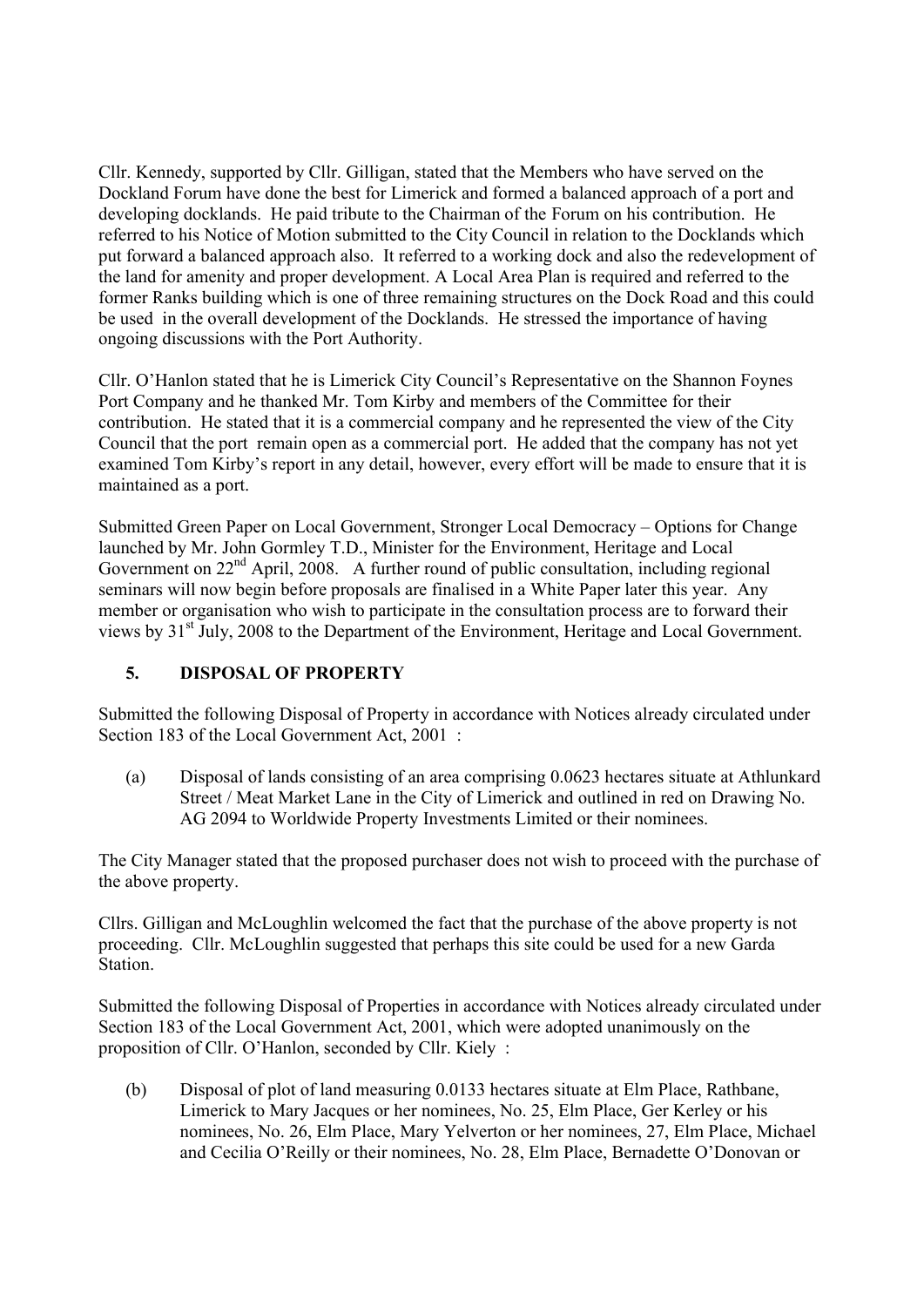Cllr. Kennedy, supported by Cllr. Gilligan, stated that the Members who have served on the Dockland Forum have done the best for Limerick and formed a balanced approach of a port and developing docklands. He paid tribute to the Chairman of the Forum on his contribution. He referred to his Notice of Motion submitted to the City Council in relation to the Docklands which put forward a balanced approach also. It referred to a working dock and also the redevelopment of the land for amenity and proper development. A Local Area Plan is required and referred to the former Ranks building which is one of three remaining structures on the Dock Road and this could be used in the overall development of the Docklands. He stressed the importance of having ongoing discussions with the Port Authority.

Cllr. O'Hanlon stated that he is Limerick City Council's Representative on the Shannon Foynes Port Company and he thanked Mr. Tom Kirby and members of the Committee for their contribution. He stated that it is a commercial company and he represented the view of the City Council that the port remain open as a commercial port. He added that the company has not yet examined Tom Kirby's report in any detail, however, every effort will be made to ensure that it is maintained as a port.

Submitted Green Paper on Local Government, Stronger Local Democracy – Options for Change launched by Mr. John Gormley T.D., Minister for the Environment, Heritage and Local Government on 22nd April, 2008. A further round of public consultation, including regional seminars will now begin before proposals are finalised in a White Paper later this year. Any member or organisation who wish to participate in the consultation process are to forward their views by 31st July, 2008 to the Department of the Environment, Heritage and Local Government.

## 5. DISPOSAL OF PROPERTY

Submitted the following Disposal of Property in accordance with Notices already circulated under Section 183 of the Local Government Act, 2001 :

(a) Disposal of lands consisting of an area comprising 0.0623 hectares situate at Athlunkard Street / Meat Market Lane in the City of Limerick and outlined in red on Drawing No. AG 2094 to Worldwide Property Investments Limited or their nominees.

The City Manager stated that the proposed purchaser does not wish to proceed with the purchase of the above property.

Cllrs. Gilligan and McLoughlin welcomed the fact that the purchase of the above property is not proceeding. Cllr. McLoughlin suggested that perhaps this site could be used for a new Garda Station.

Submitted the following Disposal of Properties in accordance with Notices already circulated under Section 183 of the Local Government Act, 2001, which were adopted unanimously on the proposition of Cllr. O'Hanlon, seconded by Cllr. Kiely :

(b) Disposal of plot of land measuring 0.0133 hectares situate at Elm Place, Rathbane, Limerick to Mary Jacques or her nominees, No. 25, Elm Place, Ger Kerley or his nominees, No. 26, Elm Place, Mary Yelverton or her nominees, 27, Elm Place, Michael and Cecilia O'Reilly or their nominees, No. 28, Elm Place, Bernadette O'Donovan or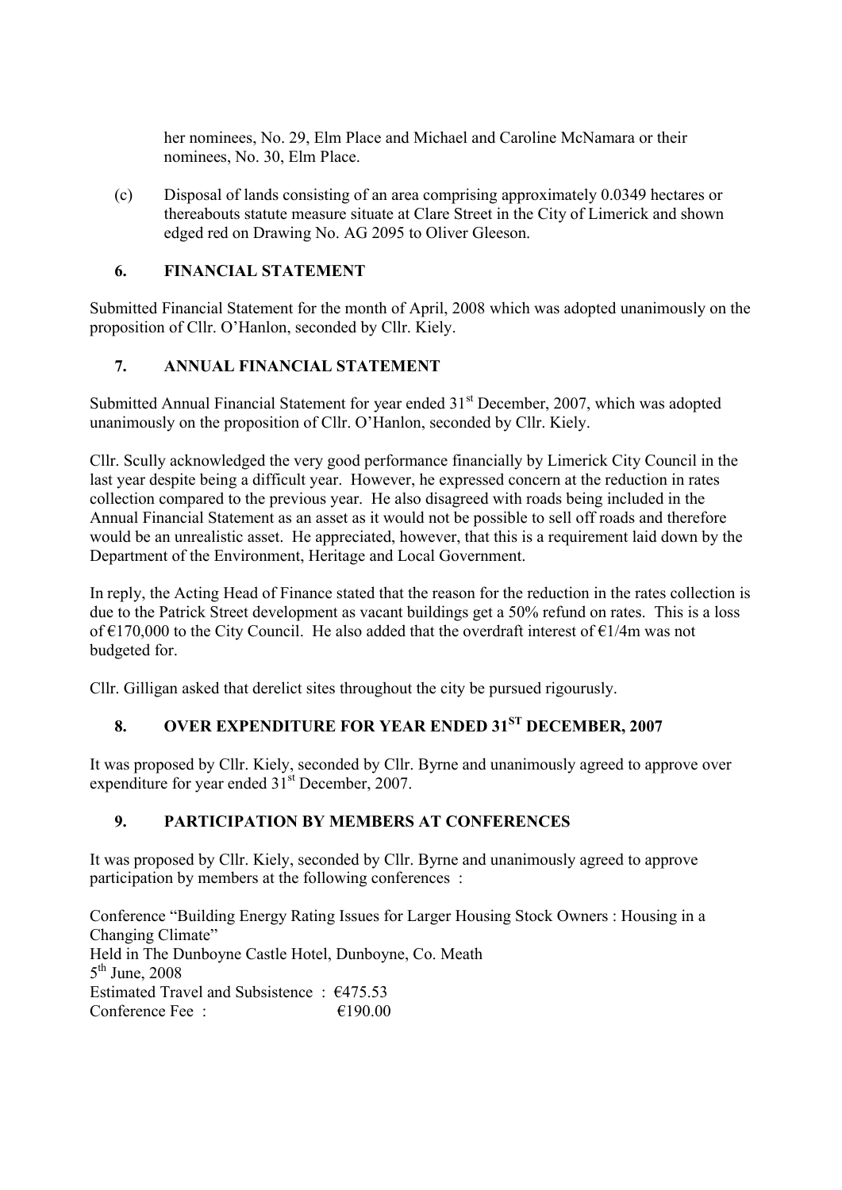her nominees, No. 29, Elm Place and Michael and Caroline McNamara or their nominees, No. 30, Elm Place.

(c) Disposal of lands consisting of an area comprising approximately 0.0349 hectares or thereabouts statute measure situate at Clare Street in the City of Limerick and shown edged red on Drawing No. AG 2095 to Oliver Gleeson.

## 6. FINANCIAL STATEMENT

Submitted Financial Statement for the month of April, 2008 which was adopted unanimously on the proposition of Cllr. O'Hanlon, seconded by Cllr. Kiely.

## 7. ANNUAL FINANCIAL STATEMENT

Submitted Annual Financial Statement for year ended 31st December, 2007, which was adopted unanimously on the proposition of Cllr. O'Hanlon, seconded by Cllr. Kiely.

Cllr. Scully acknowledged the very good performance financially by Limerick City Council in the last year despite being a difficult year. However, he expressed concern at the reduction in rates collection compared to the previous year. He also disagreed with roads being included in the Annual Financial Statement as an asset as it would not be possible to sell off roads and therefore would be an unrealistic asset. He appreciated, however, that this is a requirement laid down by the Department of the Environment, Heritage and Local Government.

In reply, the Acting Head of Finance stated that the reason for the reduction in the rates collection is due to the Patrick Street development as vacant buildings get a 50% refund on rates. This is a loss of €170,000 to the City Council. He also added that the overdraft interest of €1/4m was not budgeted for.

Cllr. Gilligan asked that derelict sites throughout the city be pursued rigourusly.

## 8. OVER EXPENDITURE FOR YEAR ENDED 31ST DECEMBER, 2007

It was proposed by Cllr. Kiely, seconded by Cllr. Byrne and unanimously agreed to approve over expenditure for year ended 31st December, 2007.

## 9. PARTICIPATION BY MEMBERS AT CONFERENCES

It was proposed by Cllr. Kiely, seconded by Cllr. Byrne and unanimously agreed to approve participation by members at the following conferences :

Conference "Building Energy Rating Issues for Larger Housing Stock Owners : Housing in a Changing Climate"
Held in The Dunboyne Castle Hotel, Dunboyne, Co. Meath
5th June, 2008
Estimated Travel and Subsistence : €475.53
Conference Fee : €190.00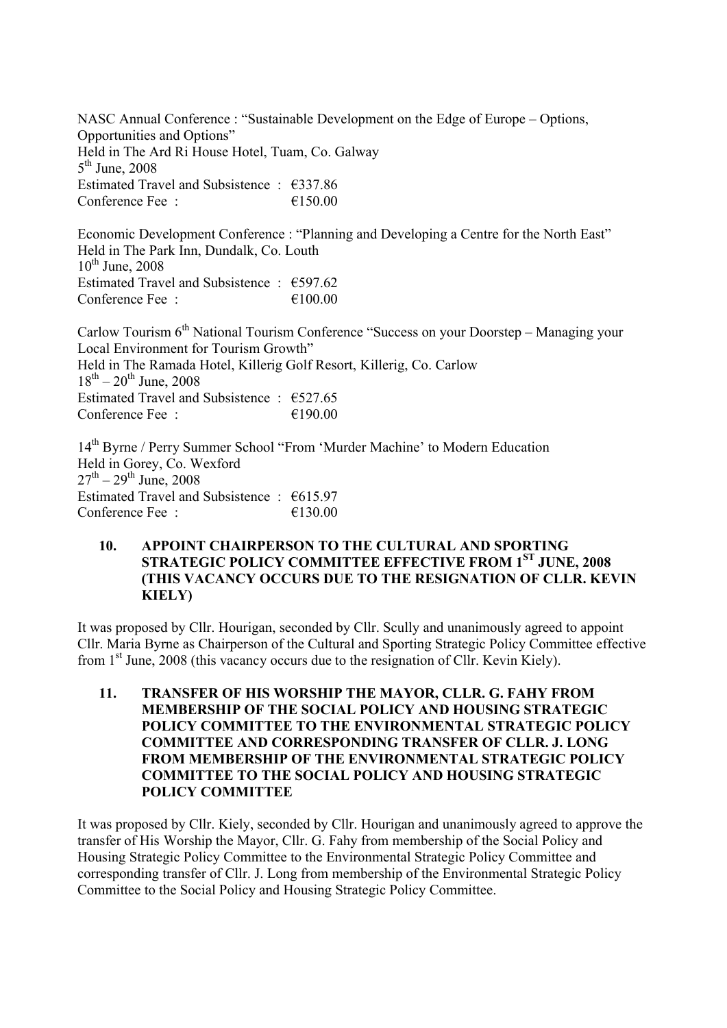NASC Annual Conference : "Sustainable Development on the Edge of Europe – Options, Opportunities and Options"
Held in The Ard Ri House Hotel, Tuam, Co. Galway
5th June, 2008
Estimated Travel and Subsistence : €337.86
Conference Fee : €150.00

Economic Development Conference : "Planning and Developing a Centre for the North East"
Held in The Park Inn, Dundalk, Co. Louth
10th June, 2008
Estimated Travel and Subsistence : €597.62
Conference Fee : €100.00

Carlow Tourism 6th National Tourism Conference "Success on your Doorstep – Managing your Local Environment for Tourism Growth"
Held in The Ramada Hotel, Killerig Golf Resort, Killerig, Co. Carlow
18th – 20th June, 2008
Estimated Travel and Subsistence : €527.65
Conference Fee : €190.00

14th Byrne / Perry Summer School "From 'Murder Machine' to Modern Education
Held in Gorey, Co. Wexford
27th – 29th June, 2008
Estimated Travel and Subsistence : €615.97
Conference Fee : €130.00

**10. APPOINT CHAIRPERSON TO THE CULTURAL AND SPORTING STRATEGIC POLICY COMMITTEE EFFECTIVE FROM 1ST JUNE, 2008 (THIS VACANCY OCCURS DUE TO THE RESIGNATION OF CLLR. KEVIN KIELY)**

It was proposed by Cllr. Hourigan, seconded by Cllr. Scully and unanimously agreed to appoint Cllr. Maria Byrne as Chairperson of the Cultural and Sporting Strategic Policy Committee effective from 1st June, 2008 (this vacancy occurs due to the resignation of Cllr. Kevin Kiely).

**11. TRANSFER OF HIS WORSHIP THE MAYOR, CLLR. G. FAHY FROM MEMBERSHIP OF THE SOCIAL POLICY AND HOUSING STRATEGIC POLICY COMMITTEE TO THE ENVIRONMENTAL STRATEGIC POLICY COMMITTEE AND CORRESPONDING TRANSFER OF CLLR. J. LONG FROM MEMBERSHIP OF THE ENVIRONMENTAL STRATEGIC POLICY COMMITTEE TO THE SOCIAL POLICY AND HOUSING STRATEGIC POLICY COMMITTEE**

It was proposed by Cllr. Kiely, seconded by Cllr. Hourigan and unanimously agreed to approve the transfer of His Worship the Mayor, Cllr. G. Fahy from membership of the Social Policy and Housing Strategic Policy Committee to the Environmental Strategic Policy Committee and corresponding transfer of Cllr. J. Long from membership of the Environmental Strategic Policy Committee to the Social Policy and Housing Strategic Policy Committee.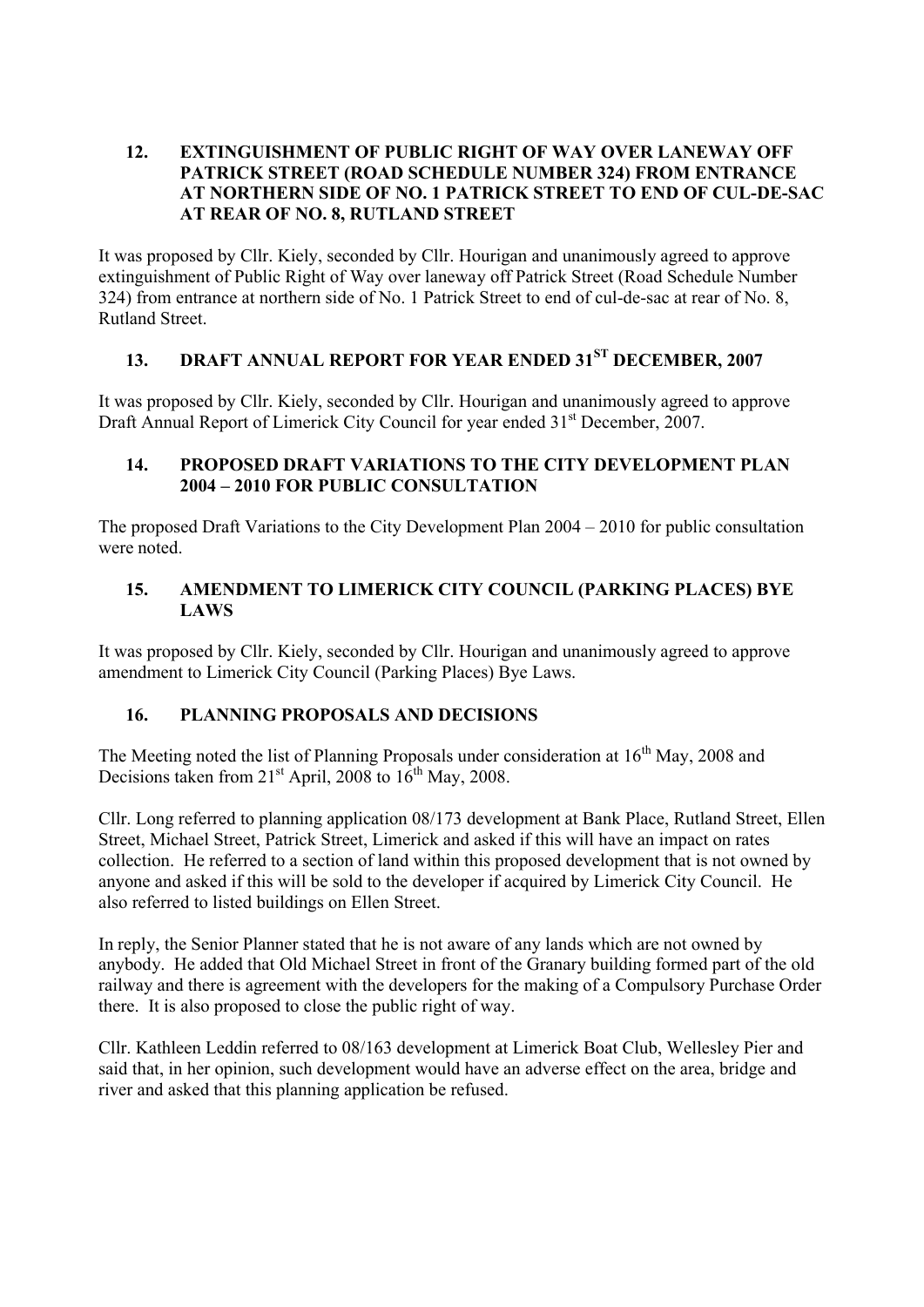## 12. EXTINGUISHMENT OF PUBLIC RIGHT OF WAY OVER LANEWAY OFF PATRICK STREET (ROAD SCHEDULE NUMBER 324) FROM ENTRANCE AT NORTHERN SIDE OF NO. 1 PATRICK STREET TO END OF CUL-DE-SAC AT REAR OF NO. 8, RUTLAND STREET

It was proposed by Cllr. Kiely, seconded by Cllr. Hourigan and unanimously agreed to approve extinguishment of Public Right of Way over laneway off Patrick Street (Road Schedule Number 324) from entrance at northern side of No. 1 Patrick Street to end of cul-de-sac at rear of No. 8, Rutland Street.

## 13. DRAFT ANNUAL REPORT FOR YEAR ENDED 31ST DECEMBER, 2007

It was proposed by Cllr. Kiely, seconded by Cllr. Hourigan and unanimously agreed to approve Draft Annual Report of Limerick City Council for year ended 31st December, 2007.

## 14. PROPOSED DRAFT VARIATIONS TO THE CITY DEVELOPMENT PLAN 2004 – 2010 FOR PUBLIC CONSULTATION

The proposed Draft Variations to the City Development Plan 2004 – 2010 for public consultation were noted.

## 15. AMENDMENT TO LIMERICK CITY COUNCIL (PARKING PLACES) BYE LAWS

It was proposed by Cllr. Kiely, seconded by Cllr. Hourigan and unanimously agreed to approve amendment to Limerick City Council (Parking Places) Bye Laws.

## 16. PLANNING PROPOSALS AND DECISIONS

The Meeting noted the list of Planning Proposals under consideration at 16th May, 2008 and Decisions taken from 21st April, 2008 to 16th May, 2008.

Cllr. Long referred to planning application 08/173 development at Bank Place, Rutland Street, Ellen Street, Michael Street, Patrick Street, Limerick and asked if this will have an impact on rates collection. He referred to a section of land within this proposed development that is not owned by anyone and asked if this will be sold to the developer if acquired by Limerick City Council. He also referred to listed buildings on Ellen Street.

In reply, the Senior Planner stated that he is not aware of any lands which are not owned by anybody. He added that Old Michael Street in front of the Granary building formed part of the old railway and there is agreement with the developers for the making of a Compulsory Purchase Order there. It is also proposed to close the public right of way.

Cllr. Kathleen Leddin referred to 08/163 development at Limerick Boat Club, Wellesley Pier and said that, in her opinion, such development would have an adverse effect on the area, bridge and river and asked that this planning application be refused.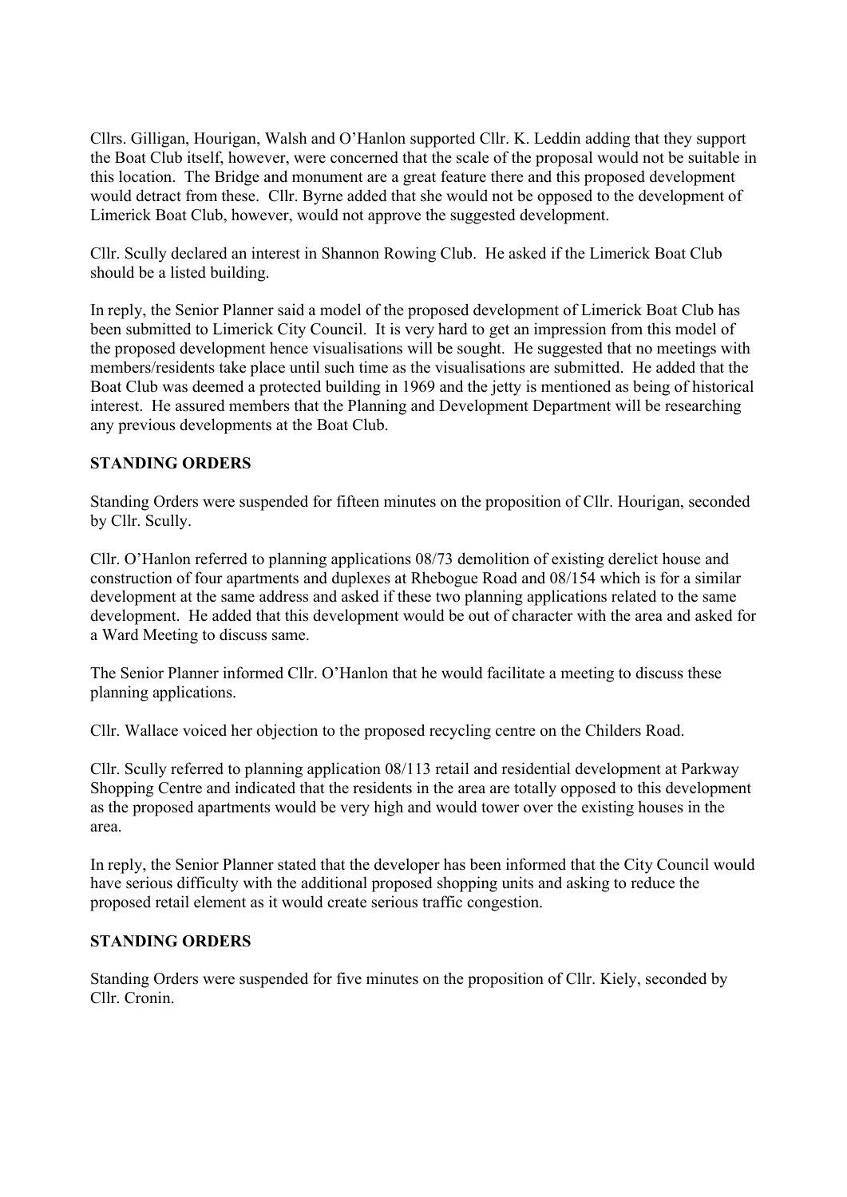Cllrs. Gilligan, Hourigan, Walsh and O'Hanlon supported Cllr. K. Leddin adding that they support the Boat Club itself, however, were concerned that the scale of the proposal would not be suitable in this location. The Bridge and monument are a great feature there and this proposed development would detract from these. Cllr. Byrne added that she would not be opposed to the development of Limerick Boat Club, however, would not approve the suggested development.

Cllr. Scully declared an interest in Shannon Rowing Club. He asked if the Limerick Boat Club should be a listed building.

In reply, the Senior Planner said a model of the proposed development of Limerick Boat Club has been submitted to Limerick City Council. It is very hard to get an impression from this model of the proposed development hence visualisations will be sought. He suggested that no meetings with members/residents take place until such time as the visualisations are submitted. He added that the Boat Club was deemed a protected building in 1969 and the jetty is mentioned as being of historical interest. He assured members that the Planning and Development Department will be researching any previous developments at the Boat Club.

**STANDING ORDERS**

Standing Orders were suspended for fifteen minutes on the proposition of Cllr. Hourigan, seconded by Cllr. Scully.

Cllr. O'Hanlon referred to planning applications 08/73 demolition of existing derelict house and construction of four apartments and duplexes at Rhebogue Road and 08/154 which is for a similar development at the same address and asked if these two planning applications related to the same development. He added that this development would be out of character with the area and asked for a Ward Meeting to discuss same.

The Senior Planner informed Cllr. O'Hanlon that he would facilitate a meeting to discuss these planning applications.

Cllr. Wallace voiced her objection to the proposed recycling centre on the Childers Road.

Cllr. Scully referred to planning application 08/113 retail and residential development at Parkway Shopping Centre and indicated that the residents in the area are totally opposed to this development as the proposed apartments would be very high and would tower over the existing houses in the area.

In reply, the Senior Planner stated that the developer has been informed that the City Council would have serious difficulty with the additional proposed shopping units and asking to reduce the proposed retail element as it would create serious traffic congestion.

**STANDING ORDERS**

Standing Orders were suspended for five minutes on the proposition of Cllr. Kiely, seconded by Cllr. Cronin.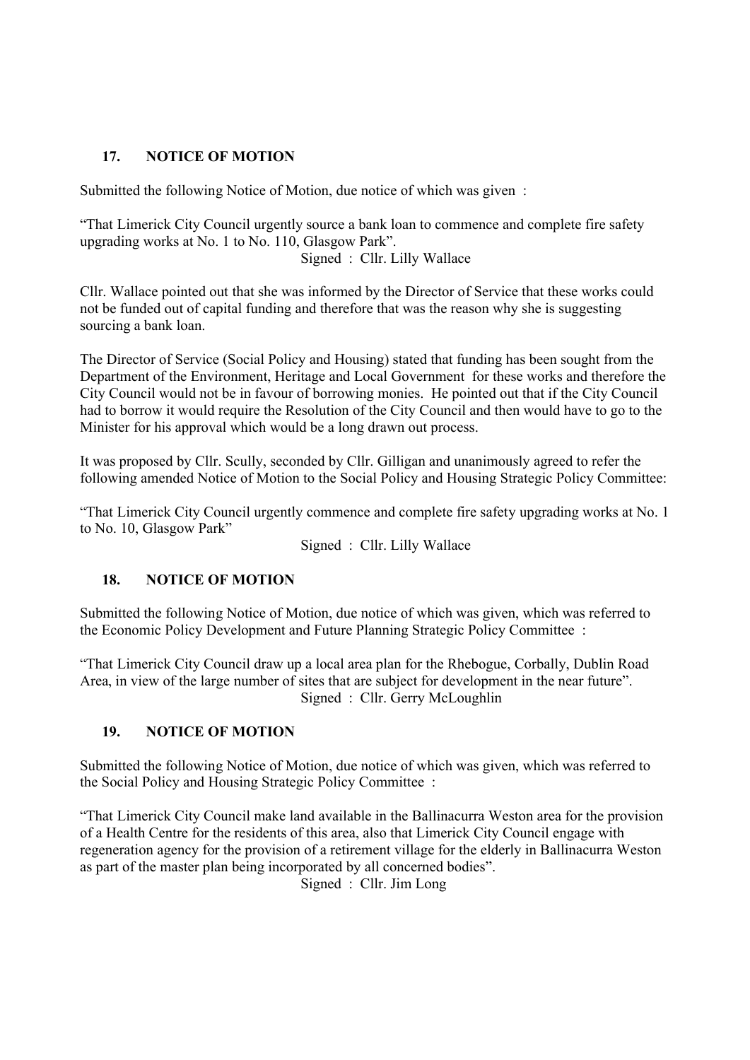## 17. NOTICE OF MOTION

Submitted the following Notice of Motion, due notice of which was given :

"That Limerick City Council urgently source a bank loan to commence and complete fire safety upgrading works at No. 1 to No. 110, Glasgow Park".

Signed : Cllr. Lilly Wallace

Cllr. Wallace pointed out that she was informed by the Director of Service that these works could not be funded out of capital funding and therefore that was the reason why she is suggesting sourcing a bank loan.

The Director of Service (Social Policy and Housing) stated that funding has been sought from the Department of the Environment, Heritage and Local Government for these works and therefore the City Council would not be in favour of borrowing monies. He pointed out that if the City Council had to borrow it would require the Resolution of the City Council and then would have to go to the Minister for his approval which would be a long drawn out process.

It was proposed by Cllr. Scully, seconded by Cllr. Gilligan and unanimously agreed to refer the following amended Notice of Motion to the Social Policy and Housing Strategic Policy Committee:

"That Limerick City Council urgently commence and complete fire safety upgrading works at No. 1 to No. 10, Glasgow Park"

Signed : Cllr. Lilly Wallace

## 18. NOTICE OF MOTION

Submitted the following Notice of Motion, due notice of which was given, which was referred to the Economic Policy Development and Future Planning Strategic Policy Committee :

"That Limerick City Council draw up a local area plan for the Rhebogue, Corbally, Dublin Road Area, in view of the large number of sites that are subject for development in the near future".

Signed : Cllr. Gerry McLoughlin

## 19. NOTICE OF MOTION

Submitted the following Notice of Motion, due notice of which was given, which was referred to the Social Policy and Housing Strategic Policy Committee :

"That Limerick City Council make land available in the Ballinacurra Weston area for the provision of a Health Centre for the residents of this area, also that Limerick City Council engage with regeneration agency for the provision of a retirement village for the elderly in Ballinacurra Weston as part of the master plan being incorporated by all concerned bodies".

Signed : Cllr. Jim Long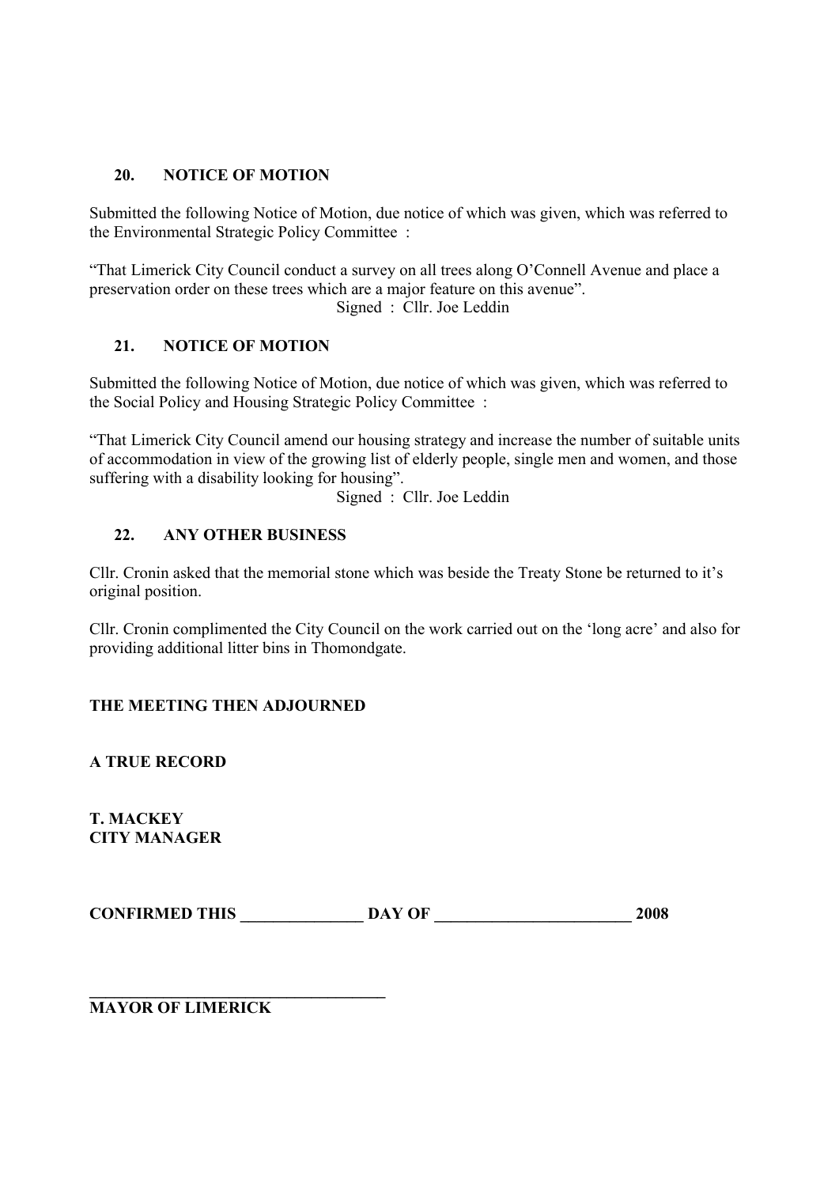## 20. NOTICE OF MOTION

Submitted the following Notice of Motion, due notice of which was given, which was referred to the Environmental Strategic Policy Committee :

"That Limerick City Council conduct a survey on all trees along O'Connell Avenue and place a preservation order on these trees which are a major feature on this avenue".

Signed : Cllr. Joe Leddin

## 21. NOTICE OF MOTION

Submitted the following Notice of Motion, due notice of which was given, which was referred to the Social Policy and Housing Strategic Policy Committee :

"That Limerick City Council amend our housing strategy and increase the number of suitable units of accommodation in view of the growing list of elderly people, single men and women, and those suffering with a disability looking for housing".

Signed : Cllr. Joe Leddin

## 22. ANY OTHER BUSINESS

Cllr. Cronin asked that the memorial stone which was beside the Treaty Stone be returned to it's original position.

Cllr. Cronin complimented the City Council on the work carried out on the 'long acre' and also for providing additional litter bins in Thomondgate.

**THE MEETING THEN ADJOURNED**

**A TRUE RECORD**

**T. MACKEY**
**CITY MANAGER**

**CONFIRMED THIS _______________ DAY OF ________________________ 2008**

____________________________________
**MAYOR OF LIMERICK**